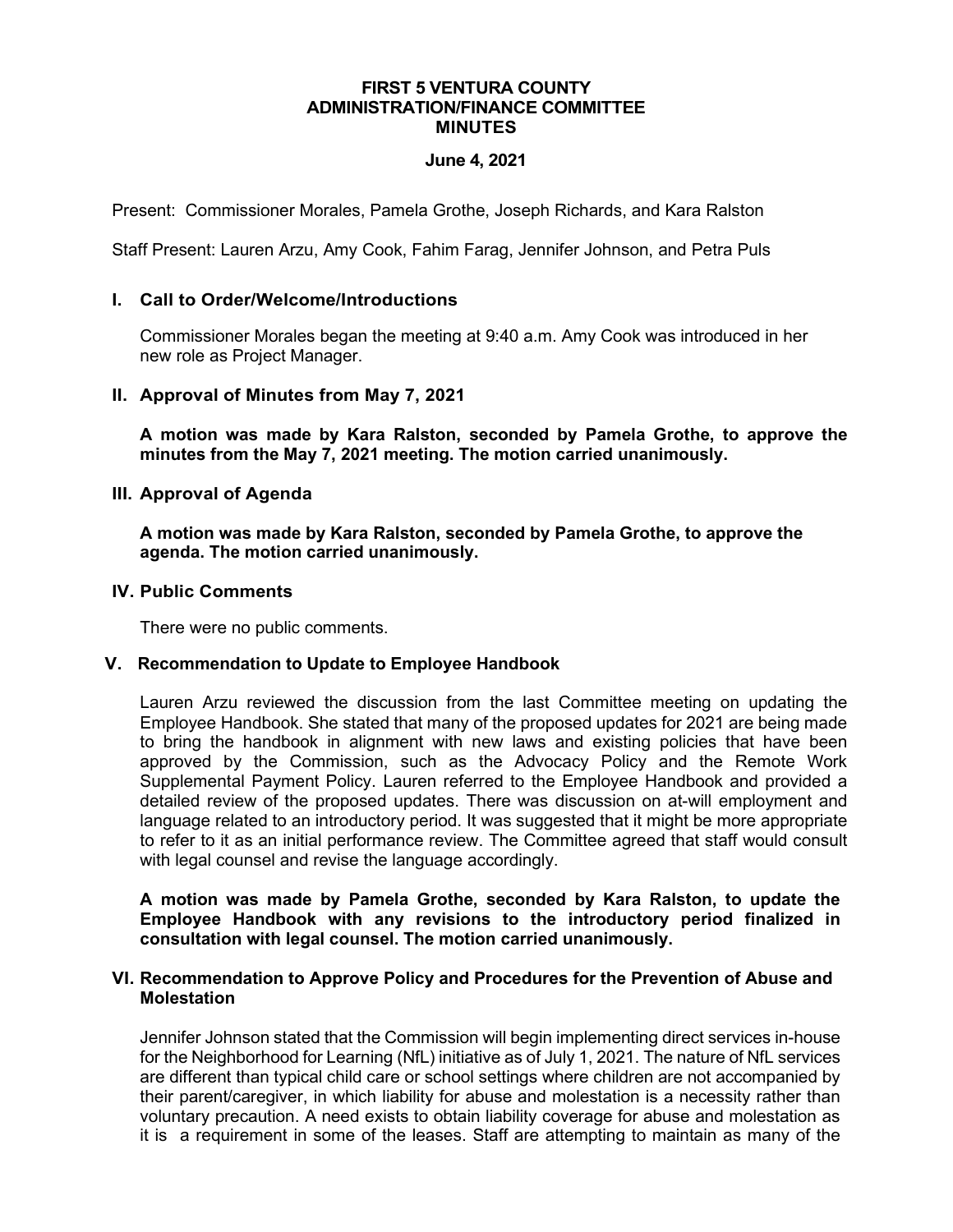# FIRST 5 VENTURA COUNTY
# ADMINISTRATION/FINANCE COMMITTEE
# MINUTES

**June 4, 2021**

Present: Commissioner Morales, Pamela Grothe, Joseph Richards, and Kara Ralston

Staff Present: Lauren Arzu, Amy Cook, Fahim Farag, Jennifer Johnson, and Petra Puls

## I. Call to Order/Welcome/Introductions

Commissioner Morales began the meeting at 9:40 a.m. Amy Cook was introduced in her new role as Project Manager.

## II. Approval of Minutes from May 7, 2021

**A motion was made by Kara Ralston, seconded by Pamela Grothe, to approve the minutes from the May 7, 2021 meeting. The motion carried unanimously.**

## III. Approval of Agenda

**A motion was made by Kara Ralston, seconded by Pamela Grothe, to approve the agenda. The motion carried unanimously.**

## IV. Public Comments

There were no public comments.

## V. Recommendation to Update to Employee Handbook

Lauren Arzu reviewed the discussion from the last Committee meeting on updating the Employee Handbook. She stated that many of the proposed updates for 2021 are being made to bring the handbook in alignment with new laws and existing policies that have been approved by the Commission, such as the Advocacy Policy and the Remote Work Supplemental Payment Policy. Lauren referred to the Employee Handbook and provided a detailed review of the proposed updates. There was discussion on at-will employment and language related to an introductory period. It was suggested that it might be more appropriate to refer to it as an initial performance review. The Committee agreed that staff would consult with legal counsel and revise the language accordingly.

**A motion was made by Pamela Grothe, seconded by Kara Ralston, to update the Employee Handbook with any revisions to the introductory period finalized in consultation with legal counsel. The motion carried unanimously.**

## VI. Recommendation to Approve Policy and Procedures for the Prevention of Abuse and Molestation

Jennifer Johnson stated that the Commission will begin implementing direct services in-house for the Neighborhood for Learning (NfL) initiative as of July 1, 2021. The nature of NfL services are different than typical child care or school settings where children are not accompanied by their parent/caregiver, in which liability for abuse and molestation is a necessity rather than voluntary precaution. A need exists to obtain liability coverage for abuse and molestation as it is a requirement in some of the leases. Staff are attempting to maintain as many of the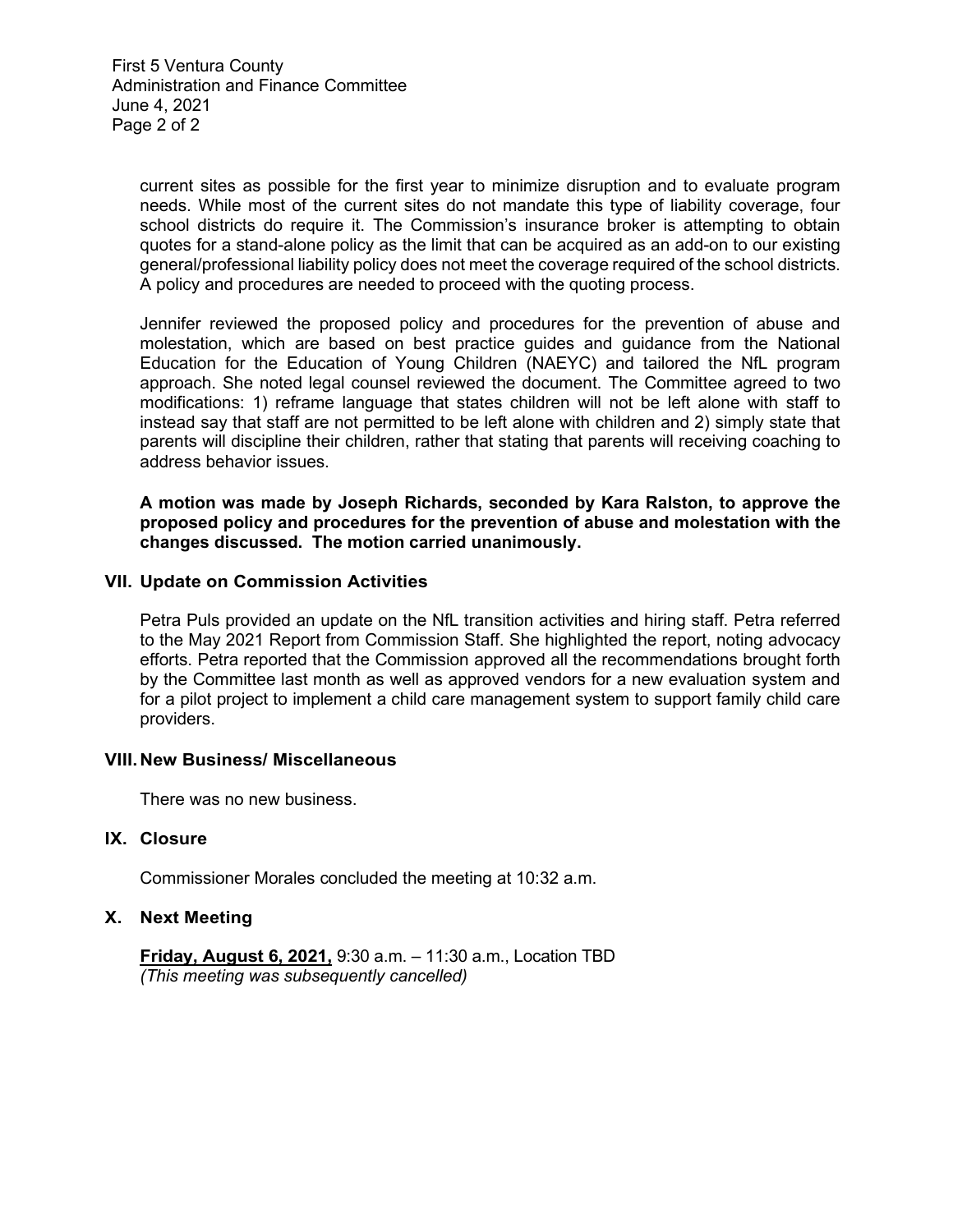current sites as possible for the first year to minimize disruption and to evaluate program needs. While most of the current sites do not mandate this type of liability coverage, four school districts do require it. The Commission's insurance broker is attempting to obtain quotes for a stand-alone policy as the limit that can be acquired as an add-on to our existing general/professional liability policy does not meet the coverage required of the school districts. A policy and procedures are needed to proceed with the quoting process.

Jennifer reviewed the proposed policy and procedures for the prevention of abuse and molestation, which are based on best practice guides and guidance from the National Education for the Education of Young Children (NAEYC) and tailored the NfL program approach. She noted legal counsel reviewed the document. The Committee agreed to two modifications: 1) reframe language that states children will not be left alone with staff to instead say that staff are not permitted to be left alone with children and 2) simply state that parents will discipline their children, rather that stating that parents will receiving coaching to address behavior issues.

**A motion was made by Joseph Richards, seconded by Kara Ralston, to approve the proposed policy and procedures for the prevention of abuse and molestation with the changes discussed. The motion carried unanimously.**

## VII. Update on Commission Activities

Petra Puls provided an update on the NfL transition activities and hiring staff. Petra referred to the May 2021 Report from Commission Staff. She highlighted the report, noting advocacy efforts. Petra reported that the Commission approved all the recommendations brought forth by the Committee last month as well as approved vendors for a new evaluation system and for a pilot project to implement a child care management system to support family child care providers.

## VIII. New Business/ Miscellaneous

There was no new business.

## IX. Closure

Commissioner Morales concluded the meeting at 10:32 a.m.

## X. Next Meeting

**Friday, August 6, 2021,** 9:30 a.m. – 11:30 a.m., Location TBD
*(This meeting was subsequently cancelled)*